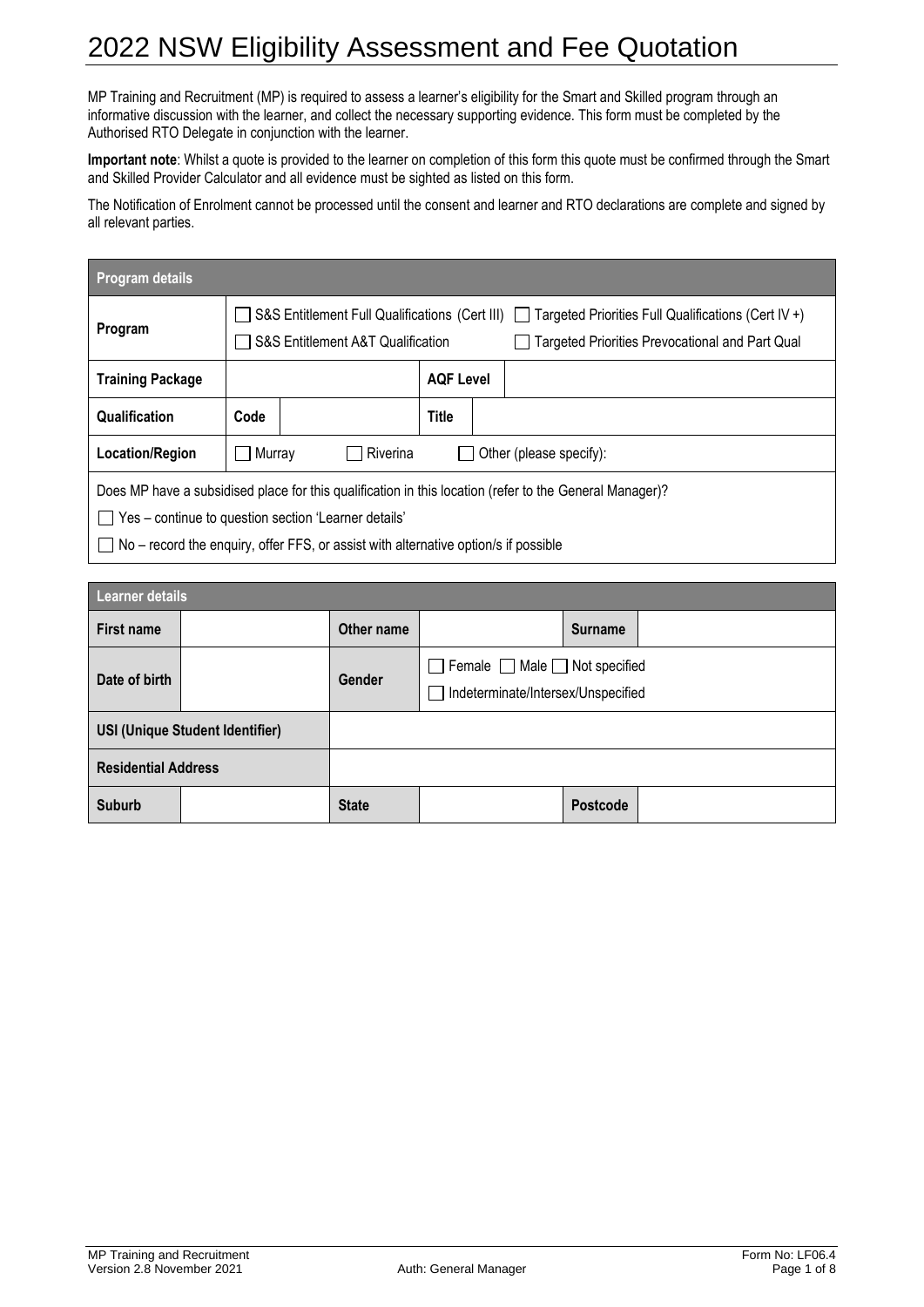# 2022 NSW Eligibility Assessment and Fee Quotation

MP Training and Recruitment (MP) is required to assess a learner's eligibility for the Smart and Skilled program through an informative discussion with the learner, and collect the necessary supporting evidence. This form must be completed by the Authorised RTO Delegate in conjunction with the learner.

**Important note**: Whilst a quote is provided to the learner on completion of this form this quote must be confirmed through the Smart and Skilled Provider Calculator and all evidence must be sighted as listed on this form.

The Notification of Enrolment cannot be processed until the consent and learner and RTO declarations are complete and signed by all relevant parties.

| **Program details** | | | | |
|---|---|---|---|---|
| **Program** | ☐ S&S Entitlement Full Qualifications (Cert III) ☐ Targeted Priorities Full Qualifications (Cert IV +) ☐ S&S Entitlement A&T Qualification ☐ Targeted Priorities Prevocational and Part Qual | | | |
| **Training Package** | | | **AQF Level** | |
| **Qualification** | **Code** | | **Title** | |
| **Location/Region** | ☐ Murray ☐ Riverina ☐ Other (please specify): | | | |
| Does MP have a subsidised place for this qualification in this location (refer to the General Manager)? ☐ Yes – continue to question section 'Learner details' ☐ No – record the enquiry, offer FFS, or assist with alternative option/s if possible | | | | |

| **Learner details** | | | | | |
|---|---|---|---|---|---|
| **First name** | | **Other name** | | **Surname** | |
| **Date of birth** | | **Gender** | ☐ Female ☐ Male ☐ Not specified ☐ Indeterminate/Intersex/Unspecified | | |
| **USI (Unique Student Identifier)** | | | | | |
| **Residential Address** | | | | | |
| **Suburb** | | **State** | | **Postcode** | |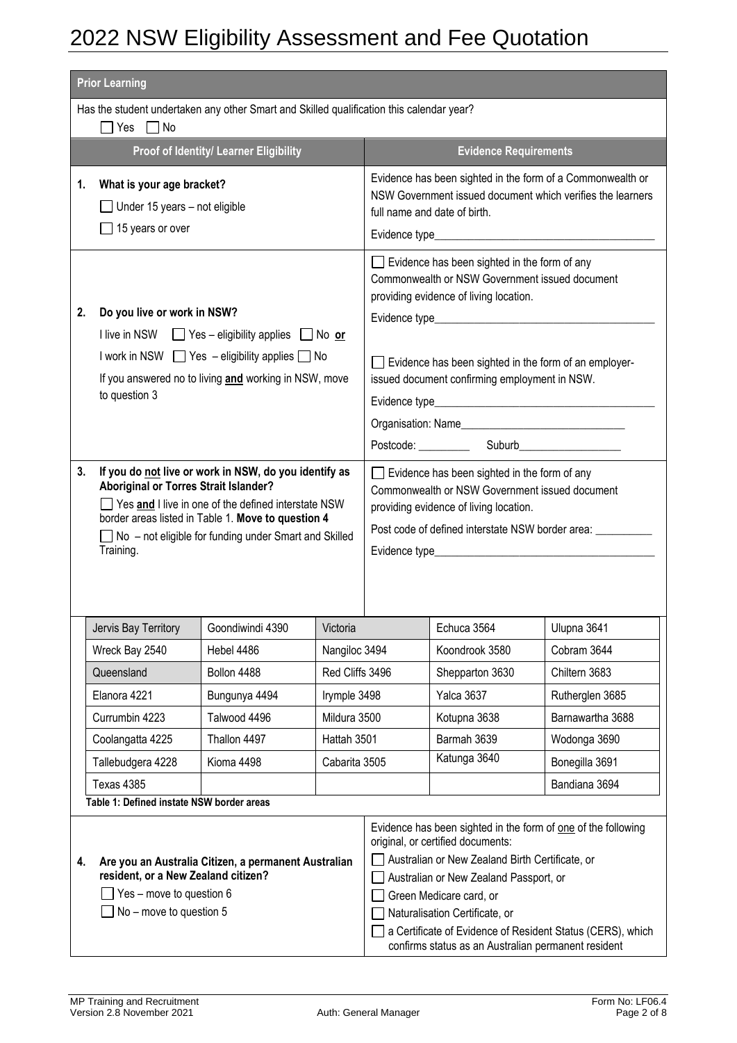# 2022 NSW Eligibility Assessment and Fee Quotation

## Prior Learning

Has the student undertaken any other Smart and Skilled qualification this calendar year?

☐ Yes ☐ No

| Proof of Identity/ Learner Eligibility | Evidence Requirements |
|---|---|
| **1. What is your age bracket?**<br>☐ Under 15 years – not eligible<br>☐ 15 years or over | Evidence has been sighted in the form of a Commonwealth or NSW Government issued document which verifies the learners full name and date of birth.<br>Evidence type________________________ |
| **2. Do you live or work in NSW?**<br>I live in NSW ☐ Yes – eligibility applies ☐ No **or**<br>I work in NSW ☐ Yes – eligibility applies ☐ No<br>If you answered no to living **and** working in NSW, move to question 3 | ☐ Evidence has been sighted in the form of any Commonwealth or NSW Government issued document providing evidence of living location.<br>Evidence type________________________<br>☐ Evidence has been sighted in the form of an employer-issued document confirming employment in NSW.<br>Evidence type________________________<br>Organisation: Name________________________<br>Postcode: _________ Suburb__________________ |
| **3. If you do not live or work in NSW, do you identify as Aboriginal or Torres Strait Islander?**<br>☐ Yes **and** I live in one of the defined interstate NSW border areas listed in Table 1. **Move to question 4**<br>☐ No – not eligible for funding under Smart and Skilled Training. | ☐ Evidence has been sighted in the form of any Commonwealth or NSW Government issued document providing evidence of living location.<br>Post code of defined interstate NSW border area: __________<br>Evidence type________________________ |

| Jervis Bay Territory | Goondiwindi 4390 | Victoria | Echuca 3564 | Ulupna 3641 |
|---|---|---|---|---|
| Wreck Bay 2540 | Hebel 4486 | Nangiloc 3494 | Koondrook 3580 | Cobram 3644 |
| Queensland | Bollon 4488 | Red Cliffs 3496 | Shepparton 3630 | Chiltern 3683 |
| Elanora 4221 | Bungunya 4494 | Irymple 3498 | Yalca 3637 | Rutherglen 3685 |
| Currumbin 4223 | Talwood 4496 | Mildura 3500 | Kotupna 3638 | Barnawartha 3688 |
| Coolangatta 4225 | Thallon 4497 | Hattah 3501 | Barmah 3639 | Wodonga 3690 |
| Tallebudgera 4228 | Kioma 4498 | Cabarita 3505 | Katunga 3640 | Bonegilla 3691 |
| Texas 4385 | | | | Bandiana 3694 |

**Table 1: Defined instate NSW border areas**

| Proof of Identity/ Learner Eligibility | Evidence Requirements |
|---|---|
| **4. Are you an Australia Citizen, a permanent Australian resident, or a New Zealand citizen?**<br>☐ Yes – move to question 6<br>☐ No – move to question 5 | Evidence has been sighted in the form of one of the following original, or certified documents:<br>☐ Australian or New Zealand Birth Certificate, or<br>☐ Australian or New Zealand Passport, or<br>☐ Green Medicare card, or<br>☐ Naturalisation Certificate, or<br>☐ a Certificate of Evidence of Resident Status (CERS), which confirms status as an Australian permanent resident |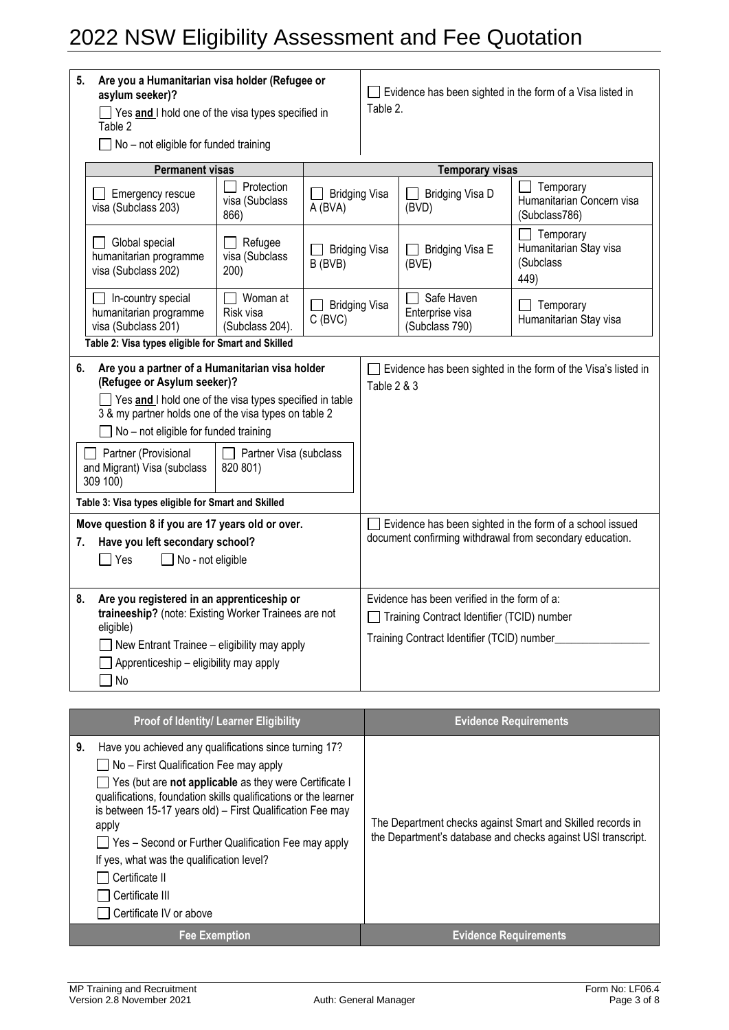# 2022 NSW Eligibility Assessment and Fee Quotation

**5. Are you a Humanitarian visa holder (Refugee or asylum seeker)?**

- ☐ Yes **and** I hold one of the visa types specified in Table 2
- ☐ No – not eligible for funded training

☐ Evidence has been sighted in the form of a Visa listed in Table 2.

| Permanent visas | | Temporary visas | | |
|---|---|---|---|---|
| ☐ Emergency rescue visa (Subclass 203) | ☐ Protection visa (Subclass 866) | ☐ Bridging Visa A (BVA) | ☐ Bridging Visa D (BVD) | ☐ Temporary Humanitarian Concern visa (Subclass786) |
| ☐ Global special humanitarian programme visa (Subclass 202) | ☐ Refugee visa (Subclass 200) | ☐ Bridging Visa B (BVB) | ☐ Bridging Visa E (BVE) | ☐ Temporary Humanitarian Stay visa (Subclass 449) |
| ☐ In-country special humanitarian programme visa (Subclass 201) | ☐ Woman at Risk visa (Subclass 204). | ☐ Bridging Visa C (BVC) | ☐ Safe Haven Enterprise visa (Subclass 790) | ☐ Temporary Humanitarian Stay visa |

**Table 2: Visa types eligible for Smart and Skilled**

**6. Are you a partner of a Humanitarian visa holder (Refugee or Asylum seeker)?**

- ☐ Yes **and** I hold one of the visa types specified in table 3 & my partner holds one of the visa types on table 2
- ☐ No – not eligible for funded training

| | |
|---|---|
| ☐ Partner (Provisional and Migrant) Visa (subclass 309 100) | ☐ Partner Visa (subclass 820 801) |

**Table 3: Visa types eligible for Smart and Skilled**

☐ Evidence has been sighted in the form of the Visa's listed in Table 2 & 3

**Move question 8 if you are 17 years old or over.**

**7. Have you left secondary school?**

☐ Yes ☐ No - not eligible

☐ Evidence has been sighted in the form of a school issued document confirming withdrawal from secondary education.

**8. Are you registered in an apprenticeship or traineeship?** (note: Existing Worker Trainees are not eligible)

- ☐ New Entrant Trainee – eligibility may apply
- ☐ Apprenticeship – eligibility may apply
- ☐ No

Evidence has been verified in the form of a:

☐ Training Contract Identifier (TCID) number

Training Contract Identifier (TCID) number_________________

| Proof of Identity/ Learner Eligibility | Evidence Requirements |
|---|---|
| **9.** Have you achieved any qualifications since turning 17?<br>☐ No – First Qualification Fee may apply<br>☐ Yes (but are **not applicable** as they were Certificate I qualifications, foundation skills qualifications or the learner is between 15-17 years old) – First Qualification Fee may apply<br>☐ Yes – Second or Further Qualification Fee may apply<br>If yes, what was the qualification level?<br>☐ Certificate II<br>☐ Certificate III<br>☐ Certificate IV or above | The Department checks against Smart and Skilled records in the Department's database and checks against USI transcript. |
| **Fee Exemption** | **Evidence Requirements** |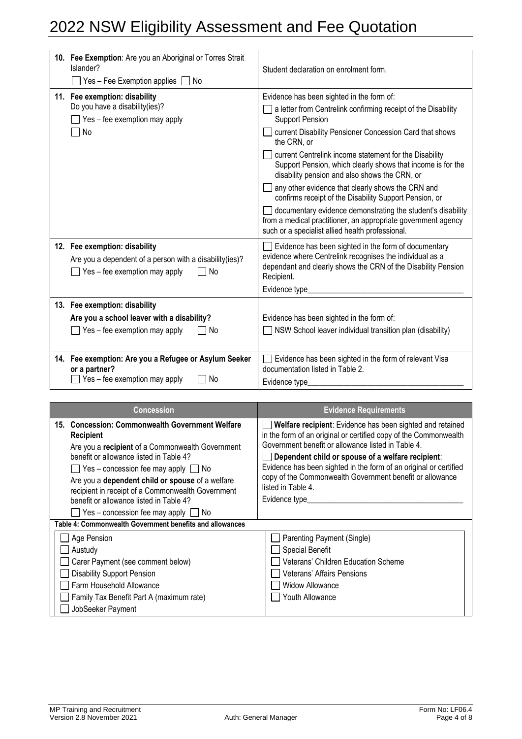# 2022 NSW Eligibility Assessment and Fee Quotation

| | |
|---|---|
| **10. Fee Exemption**: Are you an Aboriginal or Torres Strait Islander?<br>☐ Yes – Fee Exemption applies ☐ No | Student declaration on enrolment form. |
| **11. Fee exemption: disability**<br>Do you have a disability(ies)?<br>☐ Yes – fee exemption may apply<br>☐ No | Evidence has been sighted in the form of:<br>☐ a letter from Centrelink confirming receipt of the Disability Support Pension<br>☐ current Disability Pensioner Concession Card that shows the CRN, or<br>☐ current Centrelink income statement for the Disability Support Pension, which clearly shows that income is for the disability pension and also shows the CRN, or<br>☐ any other evidence that clearly shows the CRN and confirms receipt of the Disability Support Pension, or<br>☐ documentary evidence demonstrating the student's disability from a medical practitioner, an appropriate government agency such or a specialist allied health professional. |
| **12. Fee exemption: disability**<br>Are you a dependent of a person with a disability(ies)?<br>☐ Yes – fee exemption may apply ☐ No | ☐ Evidence has been sighted in the form of documentary evidence where Centrelink recognises the individual as a dependant and clearly shows the CRN of the Disability Pension Recipient.<br>Evidence type________________________________________ |
| **13. Fee exemption: disability**<br>**Are you a school leaver with a disability?**<br>☐ Yes – fee exemption may apply ☐ No | Evidence has been sighted in the form of:<br>☐ NSW School leaver individual transition plan (disability) |
| **14. Fee exemption: Are you a Refugee or Asylum Seeker or a partner?**<br>☐ Yes – fee exemption may apply ☐ No | ☐ Evidence has been sighted in the form of relevant Visa documentation listed in Table 2.<br>Evidence type________________________________________ |

| Concession | Evidence Requirements |
|---|---|
| **15. Concession: Commonwealth Government Welfare Recipient**<br>Are you a **recipient** of a Commonwealth Government benefit or allowance listed in Table 4?<br>☐ Yes – concession fee may apply ☐ No<br>Are you a **dependent child or spouse** of a welfare recipient in receipt of a Commonwealth Government benefit or allowance listed in Table 4?<br>☐ Yes – concession fee may apply ☐ No | ☐ **Welfare recipient**: Evidence has been sighted and retained in the form of an original or certified copy of the Commonwealth Government benefit or allowance listed in Table 4.<br>☐ **Dependent child or spouse of a welfare recipient**: Evidence has been sighted in the form of an original or certified copy of the Commonwealth Government benefit or allowance listed in Table 4.<br>Evidence type________________________________________ |

**Table 4: Commonwealth Government benefits and allowances**

| | |
|---|---|
| ☐ Age Pension | ☐ Parenting Payment (Single) |
| ☐ Austudy | ☐ Special Benefit |
| ☐ Carer Payment (see comment below) | ☐ Veterans' Children Education Scheme |
| ☐ Disability Support Pension | ☐ Veterans' Affairs Pensions |
| ☐ Farm Household Allowance | ☐ Widow Allowance |
| ☐ Family Tax Benefit Part A (maximum rate) | ☐ Youth Allowance |
| ☐ JobSeeker Payment | |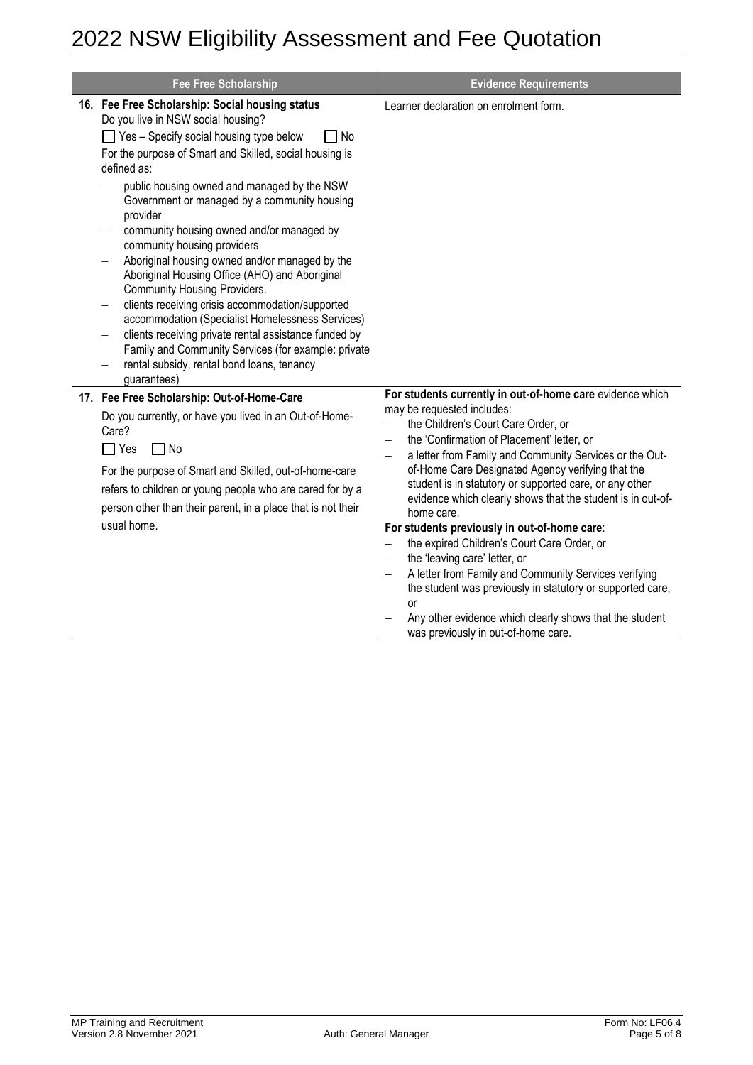# 2022 NSW Eligibility Assessment and Fee Quotation

| Fee Free Scholarship | Evidence Requirements |
|---|---|
| **16. Fee Free Scholarship: Social housing status**<br>Do you live in NSW social housing?<br>☐ Yes – Specify social housing type below ☐ No<br>For the purpose of Smart and Skilled, social housing is defined as:<br>– public housing owned and managed by the NSW Government or managed by a community housing provider<br>– community housing owned and/or managed by community housing providers<br>– Aboriginal housing owned and/or managed by the Aboriginal Housing Office (AHO) and Aboriginal Community Housing Providers.<br>– clients receiving crisis accommodation/supported accommodation (Specialist Homelessness Services)<br>– clients receiving private rental assistance funded by Family and Community Services (for example: private<br>– rental subsidy, rental bond loans, tenancy guarantees) | Learner declaration on enrolment form. |
| **17. Fee Free Scholarship: Out-of-Home-Care**<br>Do you currently, or have you lived in an Out-of-Home-Care?<br>☐ Yes ☐ No<br>For the purpose of Smart and Skilled, out-of-home-care refers to children or young people who are cared for by a person other than their parent, in a place that is not their usual home. | **For students currently in out-of-home care** evidence which may be requested includes:<br>– the Children's Court Care Order, or<br>– the 'Confirmation of Placement' letter, or<br>– a letter from Family and Community Services or the Out-of-Home Care Designated Agency verifying that the student is in statutory or supported care, or any other evidence which clearly shows that the student is in out-of-home care.<br>**For students previously in out-of-home care**:<br>– the expired Children's Court Care Order, or<br>– the 'leaving care' letter, or<br>– A letter from Family and Community Services verifying the student was previously in statutory or supported care, or<br>– Any other evidence which clearly shows that the student was previously in out-of-home care. |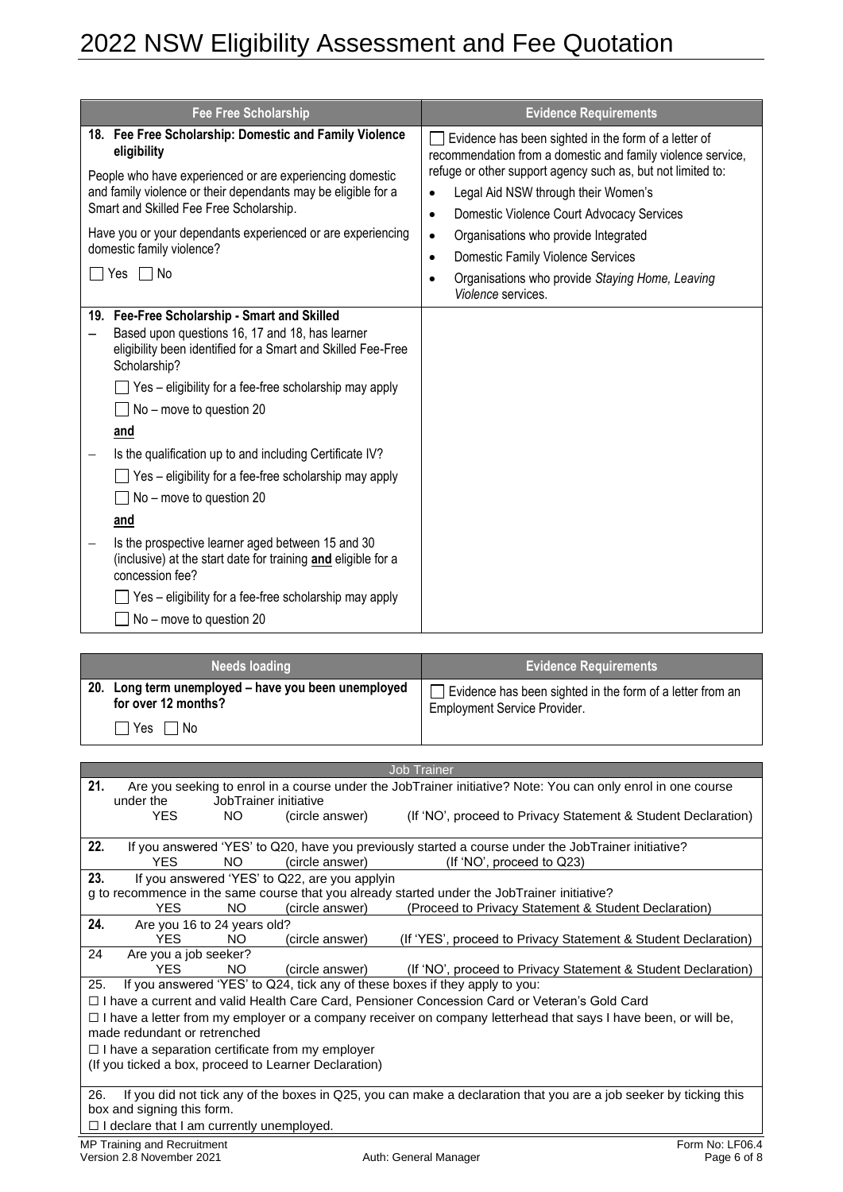# 2022 NSW Eligibility Assessment and Fee Quotation

| Fee Free Scholarship | Evidence Requirements |
|---|---|
| **18. Fee Free Scholarship: Domestic and Family Violence eligibility**<br><br>People who have experienced or are experiencing domestic and family violence or their dependants may be eligible for a Smart and Skilled Fee Free Scholarship.<br><br>Have you or your dependants experienced or are experiencing domestic family violence?<br><br>☐ Yes ☐ No | ☐ Evidence has been sighted in the form of a letter of recommendation from a domestic and family violence service, refuge or other support agency such as, but not limited to:<br>• Legal Aid NSW through their Women's<br>• Domestic Violence Court Advocacy Services<br>• Organisations who provide Integrated<br>• Domestic Family Violence Services<br>• Organisations who provide *Staying Home, Leaving Violence* services. |
| **19. Fee-Free Scholarship - Smart and Skilled**<br>– Based upon questions 16, 17 and 18, has learner eligibility been identified for a Smart and Skilled Fee-Free Scholarship?<br>☐ Yes – eligibility for a fee-free scholarship may apply<br>☐ No – move to question 20<br>**and**<br>– Is the qualification up to and including Certificate IV?<br>☐ Yes – eligibility for a fee-free scholarship may apply<br>☐ No – move to question 20<br>**and**<br>– Is the prospective learner aged between 15 and 30 (inclusive) at the start date for training **and** eligible for a concession fee?<br>☐ Yes – eligibility for a fee-free scholarship may apply<br>☐ No – move to question 20 | |

| Needs loading | Evidence Requirements |
|---|---|
| **20. Long term unemployed – have you been unemployed for over 12 months?**<br><br>☐ Yes ☐ No | ☐ Evidence has been sighted in the form of a letter from an Employment Service Provider. |

| Job Trainer |
|---|
| **21.** Are you seeking to enrol in a course under the JobTrainer initiative? Note: You can only enrol in one course under the JobTrainer initiative<br>YES NO (circle answer) (If 'NO', proceed to Privacy Statement & Student Declaration) |
| **22.** If you answered 'YES' to Q20, have you previously started a course under the JobTrainer initiative?<br>YES NO (circle answer) (If 'NO', proceed to Q23) |
| **23.** If you answered 'YES' to Q22, are you applyin g to recommence in the same course that you already started under the JobTrainer initiative?<br>YES NO (circle answer) (Proceed to Privacy Statement & Student Declaration) |
| **24.** Are you 16 to 24 years old?<br>YES NO (circle answer) (If 'YES', proceed to Privacy Statement & Student Declaration) |
| 24 Are you a job seeker?<br>YES NO (circle answer) (If 'NO', proceed to Privacy Statement & Student Declaration) |
| 25. If you answered 'YES' to Q24, tick any of these boxes if they apply to you:<br>☐ I have a current and valid Health Care Card, Pensioner Concession Card or Veteran's Gold Card<br>☐ I have a letter from my employer or a company receiver on company letterhead that says I have been, or will be, made redundant or retrenched<br>☐ I have a separation certificate from my employer<br>(If you ticked a box, proceed to Learner Declaration) |
| 26. If you did not tick any of the boxes in Q25, you can make a declaration that you are a job seeker by ticking this box and signing this form.<br>☐ I declare that I am currently unemployed. |

MP Training and Recruitment
Version 2.8 November 2021
Auth: General Manager
Form No: LF06.4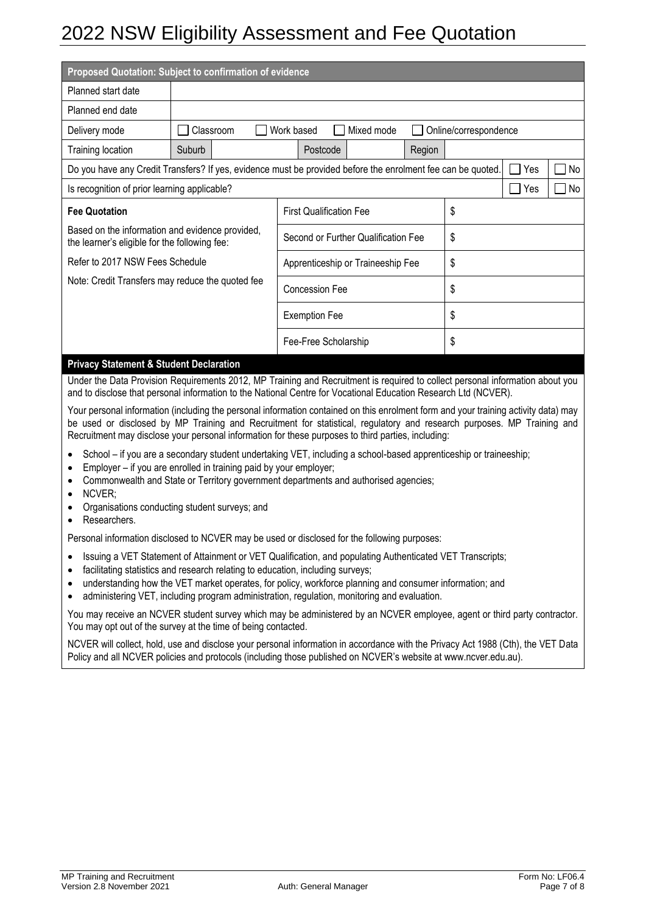# 2022 NSW Eligibility Assessment and Fee Quotation

| Proposed Quotation: Subject to confirmation of evidence | | | | | | | |
|---|---|---|---|---|---|---|---|
| Planned start date | | | | | | | |
| Planned end date | | | | | | | |
| Delivery mode | ☐ Classroom | ☐ Work based | ☐ Mixed mode | ☐ Online/correspondence | | | |
| Training location | Suburb | | Postcode | | Region | | |
| Do you have any Credit Transfers? If yes, evidence must be provided before the enrolment fee can be quoted. | | | | | | ☐ Yes | ☐ No |
| Is recognition of prior learning applicable? | | | | | | ☐ Yes | ☐ No |

| Fee Quotation | | |
|---|---|---|
| Based on the information and evidence provided, the learner's eligible for the following fee: | First Qualification Fee | $ |
| Refer to 2017 NSW Fees Schedule | Second or Further Qualification Fee | $ |
| Note: Credit Transfers may reduce the quoted fee | Apprenticeship or Traineeship Fee | $ |
| | Concession Fee | $ |
| | Exemption Fee | $ |
| | Fee-Free Scholarship | $ |

## Privacy Statement & Student Declaration

Under the Data Provision Requirements 2012, MP Training and Recruitment is required to collect personal information about you and to disclose that personal information to the National Centre for Vocational Education Research Ltd (NCVER).

Your personal information (including the personal information contained on this enrolment form and your training activity data) may be used or disclosed by MP Training and Recruitment for statistical, regulatory and research purposes. MP Training and Recruitment may disclose your personal information for these purposes to third parties, including:

- School – if you are a secondary student undertaking VET, including a school-based apprenticeship or traineeship;
- Employer – if you are enrolled in training paid by your employer;
- Commonwealth and State or Territory government departments and authorised agencies;
- NCVER;
- Organisations conducting student surveys; and
- Researchers.

Personal information disclosed to NCVER may be used or disclosed for the following purposes:

- Issuing a VET Statement of Attainment or VET Qualification, and populating Authenticated VET Transcripts;
- facilitating statistics and research relating to education, including surveys;
- understanding how the VET market operates, for policy, workforce planning and consumer information; and
- administering VET, including program administration, regulation, monitoring and evaluation.

You may receive an NCVER student survey which may be administered by an NCVER employee, agent or third party contractor. You may opt out of the survey at the time of being contacted.

NCVER will collect, hold, use and disclose your personal information in accordance with the Privacy Act 1988 (Cth), the VET Data Policy and all NCVER policies and protocols (including those published on NCVER's website at www.ncver.edu.au).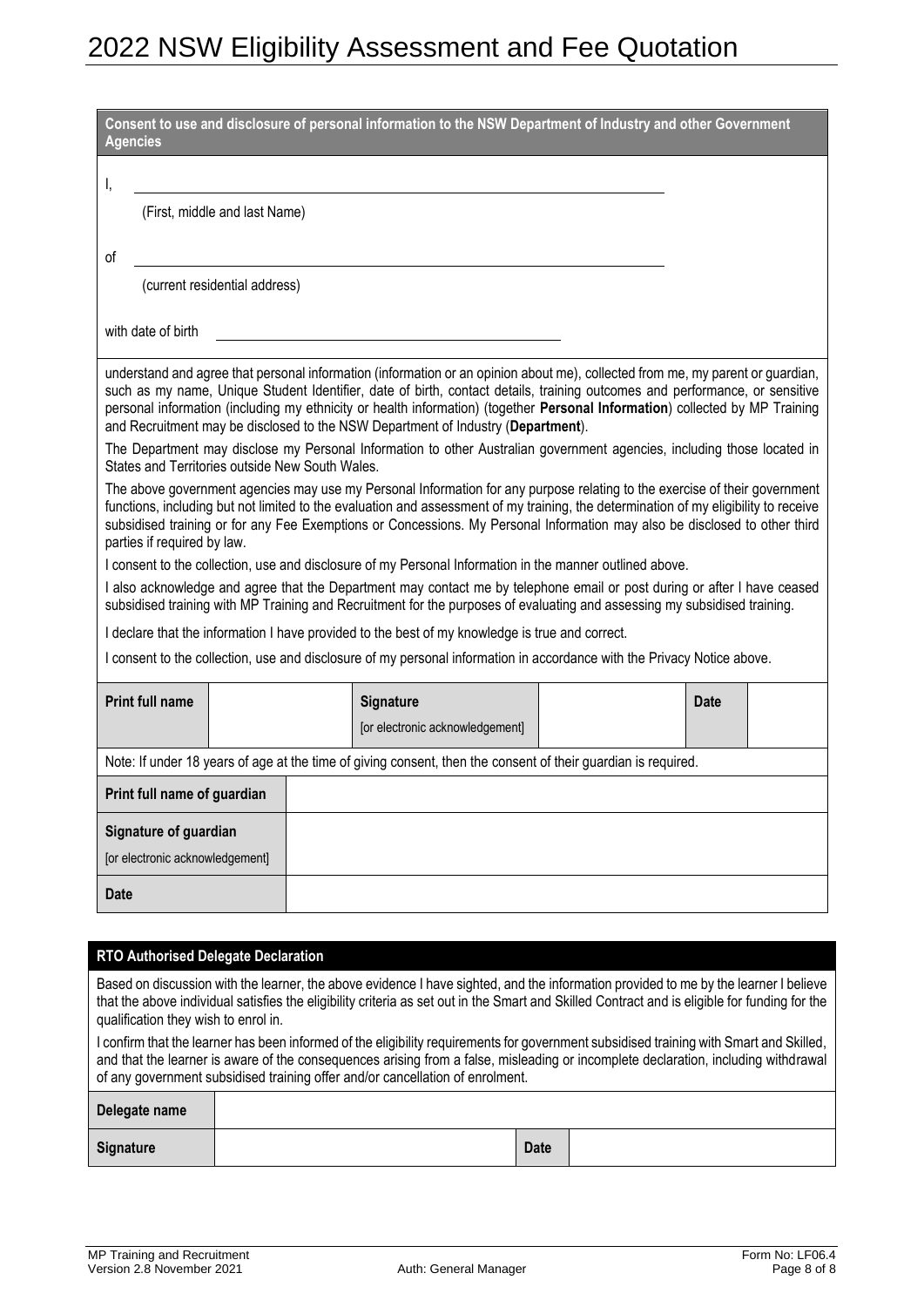# 2022 NSW Eligibility Assessment and Fee Quotation

## Consent to use and disclosure of personal information to the NSW Department of Industry and other Government Agencies

I, ______________________________________________

(First, middle and last Name)

of ______________________________________________

(current residential address)

with date of birth ______________________________

understand and agree that personal information (information or an opinion about me), collected from me, my parent or guardian, such as my name, Unique Student Identifier, date of birth, contact details, training outcomes and performance, or sensitive personal information (including my ethnicity or health information) (together **Personal Information**) collected by MP Training and Recruitment may be disclosed to the NSW Department of Industry (**Department**).

The Department may disclose my Personal Information to other Australian government agencies, including those located in States and Territories outside New South Wales.

The above government agencies may use my Personal Information for any purpose relating to the exercise of their government functions, including but not limited to the evaluation and assessment of my training, the determination of my eligibility to receive subsidised training or for any Fee Exemptions or Concessions. My Personal Information may also be disclosed to other third parties if required by law.

I consent to the collection, use and disclosure of my Personal Information in the manner outlined above.

I also acknowledge and agree that the Department may contact me by telephone email or post during or after I have ceased subsidised training with MP Training and Recruitment for the purposes of evaluating and assessing my subsidised training.

I declare that the information I have provided to the best of my knowledge is true and correct.

I consent to the collection, use and disclosure of my personal information in accordance with the Privacy Notice above.

| | | | | | |
|---|---|---|---|---|---|
| **Print full name** | | **Signature** [or electronic acknowledgement] | | **Date** | |

Note: If under 18 years of age at the time of giving consent, then the consent of their guardian is required.

| | |
|---|---|
| **Print full name of guardian** | |
| **Signature of guardian** [or electronic acknowledgement] | |
| **Date** | |

## RTO Authorised Delegate Declaration

Based on discussion with the learner, the above evidence I have sighted, and the information provided to me by the learner I believe that the above individual satisfies the eligibility criteria as set out in the Smart and Skilled Contract and is eligible for funding for the qualification they wish to enrol in.

I confirm that the learner has been informed of the eligibility requirements for government subsidised training with Smart and Skilled, and that the learner is aware of the consequences arising from a false, misleading or incomplete declaration, including withdrawal of any government subsidised training offer and/or cancellation of enrolment.

| | | | |
|---|---|---|---|
| **Delegate name** | | | |
| **Signature** | | **Date** | |